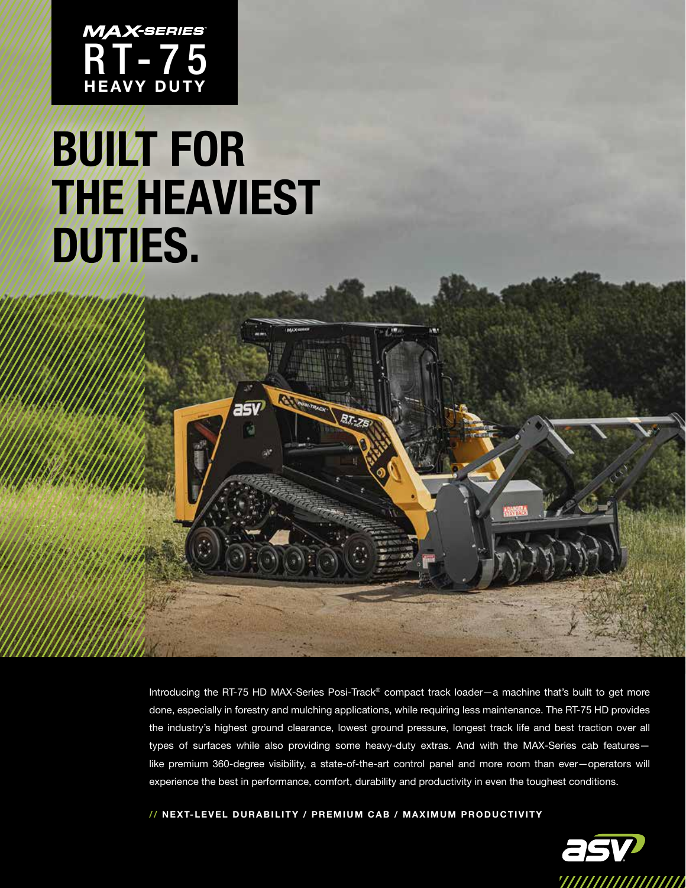MAX-SERIES

# RT-75 HEAVY DUTY

# BUILT FOR THE HEAVIEST DUTIES.

Introducing the RT-75 HD MAX-Series Posi-Track® compact track loader—a machine that's built to get more done, especially in forestry and mulching applications, while requiring less maintenance. The RT-75 HD provides the industry's highest ground clearance, lowest ground pressure, longest track life and best traction over all types of surfaces while also providing some heavy-duty extras. And with the MAX-Series cab features—like premium 360-degree visibility, a state-of-the-art control panel and more room than ever—operators will experience the best in performance, comfort, durability and productivity in even the toughest conditions.

// **NEXT-LEVEL DURABILITY / PREMIUM CAB / MAXIMUM PRODUCTIVITY**

asv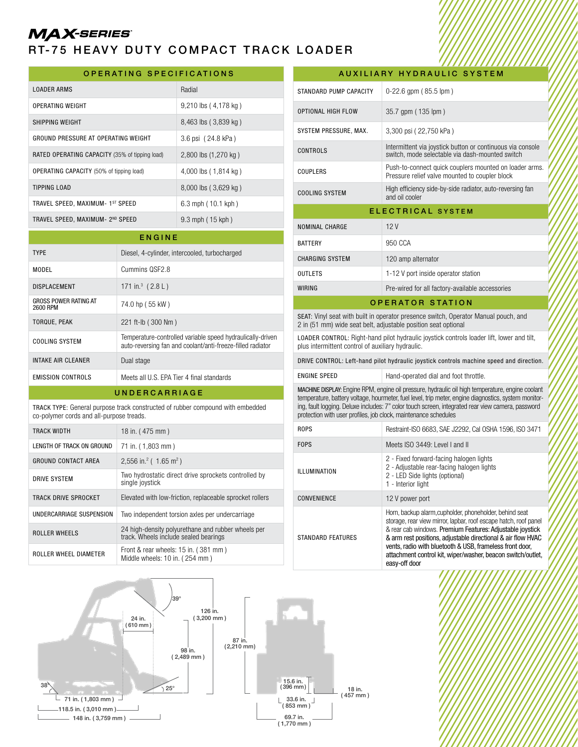# MAX-SERIES

## RT-75 HEAVY DUTY COMPACT TRACK LOADER

| OPERATING SPECIFICATIONS | |
|---|---|
| LOADER ARMS | Radial |
| OPERATING WEIGHT | 9,210 lbs ( 4,178 kg ) |
| SHIPPING WEIGHT | 8,463 lbs ( 3,839 kg ) |
| GROUND PRESSURE AT OPERATING WEIGHT | 3.6 psi ( 24.8 kPa ) |
| RATED OPERATING CAPACITY (35% of tipping load) | 2,800 lbs (1,270 kg ) |
| OPERATING CAPACITY (50% of tipping load) | 4,000 lbs ( 1,814 kg ) |
| TIPPING LOAD | 8,000 lbs ( 3,629 kg ) |
| TRAVEL SPEED, MAXIMUM- 1ST SPEED | 6.3 mph ( 10.1 kph ) |
| TRAVEL SPEED, MAXIMUM- 2ND SPEED | 9.3 mph ( 15 kph ) |

| ENGINE | |
|---|---|
| TYPE | Diesel, 4-cylinder, intercooled, turbocharged |
| MODEL | Cummins QSF2.8 |
| DISPLACEMENT | 171 in.$^3$ ( 2.8 L ) |
| GROSS POWER RATING AT 2600 RPM | 74.0 hp ( 55 kW ) |
| TORQUE, PEAK | 221 ft-lb ( 300 Nm ) |
| COOLING SYSTEM | Temperature-controlled variable speed hydraulically-driven auto-reversing fan and coolant/anti-freeze-filled radiator |
| INTAKE AIR CLEANER | Dual stage |
| EMISSION CONTROLS | Meets all U.S. EPA Tier 4 final standards |

| UNDERCARRIAGE | |
|---|---|
| TRACK TYPE: General purpose track constructed of rubber compound with embedded co-polymer cords and all-purpose treads. | |
| TRACK WIDTH | 18 in. ( 475 mm ) |
| LENGTH OF TRACK ON GROUND | 71 in. ( 1,803 mm ) |
| GROUND CONTACT AREA | 2,556 in.$^2$ ( 1.65 m$^2$ ) |
| DRIVE SYSTEM | Two hydrostatic direct drive sprockets controlled by single joystick |
| TRACK DRIVE SPROCKET | Elevated with low-friction, replaceable sprocket rollers |
| UNDERCARRIAGE SUSPENSION | Two independent torsion axles per undercarriage |
| ROLLER WHEELS | 24 high-density polyurethane and rubber wheels per track. Wheels include sealed bearings |
| ROLLER WHEEL DIAMETER | Front & rear wheels: 15 in. ( 381 mm ) Middle wheels: 10 in. ( 254 mm ) |

| AUXILIARY HYDRAULIC SYSTEM | |
|---|---|
| STANDARD PUMP CAPACITY | 0-22.6 gpm ( 85.5 lpm ) |
| OPTIONAL HIGH FLOW | 35.7 gpm ( 135 lpm ) |
| SYSTEM PRESSURE, MAX. | 3,300 psi ( 22,750 kPa ) |
| CONTROLS | Intermittent via joystick button or continuous via console switch, mode selectable via dash-mounted switch |
| COUPLERS | Push-to-connect quick couplers mounted on loader arms. Pressure relief valve mounted to coupler block |
| COOLING SYSTEM | High efficiency side-by-side radiator, auto-reversing fan and oil cooler |

| ELECTRICAL SYSTEM | |
|---|---|
| NOMINAL CHARGE | 12 V |
| BATTERY | 950 CCA |
| CHARGING SYSTEM | 120 amp alternator |
| OUTLETS | 1-12 V port inside operator station |
| WIRING | Pre-wired for all factory-available accessories |

| OPERATOR STATION | |
|---|---|
| SEAT: Vinyl seat with built in operator presence switch, Operator Manual pouch, and 2 in (51 mm) wide seat belt, adjustable position seat optional | |
| LOADER CONTROL: Right-hand pilot hydraulic joystick controls loader lift, lower and tilt, plus intermittent control of auxiliary hydraulic. | |
| DRIVE CONTROL: Left-hand pilot hydraulic joystick controls machine speed and direction. | |
| ENGINE SPEED | Hand-operated dial and foot throttle. |
| MACHINE DISPLAY: Engine RPM, engine oil pressure, hydraulic oil high temperature, engine coolant temperature, battery voltage, hourmeter, fuel level, trip meter, engine diagnostics, system monitoring, fault logging. Deluxe includes: 7" color touch screen, integrated rear view camera, password protection with user profiles, job clock, maintenance schedules | |
| ROPS | Restraint-ISO 6683, SAE J2292, Cal OSHA 1596, ISO 3471 |
| FOPS | Meets ISO 3449: Level I and II |
| ILLUMINATION | 2 - Fixed forward-facing halogen lights<br>2 - Adjustable rear-facing halogen lights<br>2 - LED Side lights (optional)<br>1 - Interior light |
| CONVENIENCE | 12 V power port |
| STANDARD FEATURES | Horn, backup alarm,cupholder, phoneholder, behind seat storage, rear view mirror, lapbar, roof escape hatch, roof panel & rear cab windows. **Premium Features: Adjustable joystick & arm rest positions, adjustable directional & air flow HVAC vents, radio with bluetooth & USB, frameless front door, attachment control kit, wiper/washer, beacon switch/outlet, easy-off door** |

39°
24 in. ( 610 mm )
126 in. ( 3,200 mm )
98 in. ( 2,489 mm )
38°
25°
71 in. ( 1,803 mm )
118.5 in. ( 3,010 mm )
148 in. ( 3,759 mm )

87 in. ( 2,210 mm )
15.6 in. ( 396 mm )
33.6 in. ( 853 mm )
18 in. ( 457 mm )
69.7 in. ( 1,770 mm )